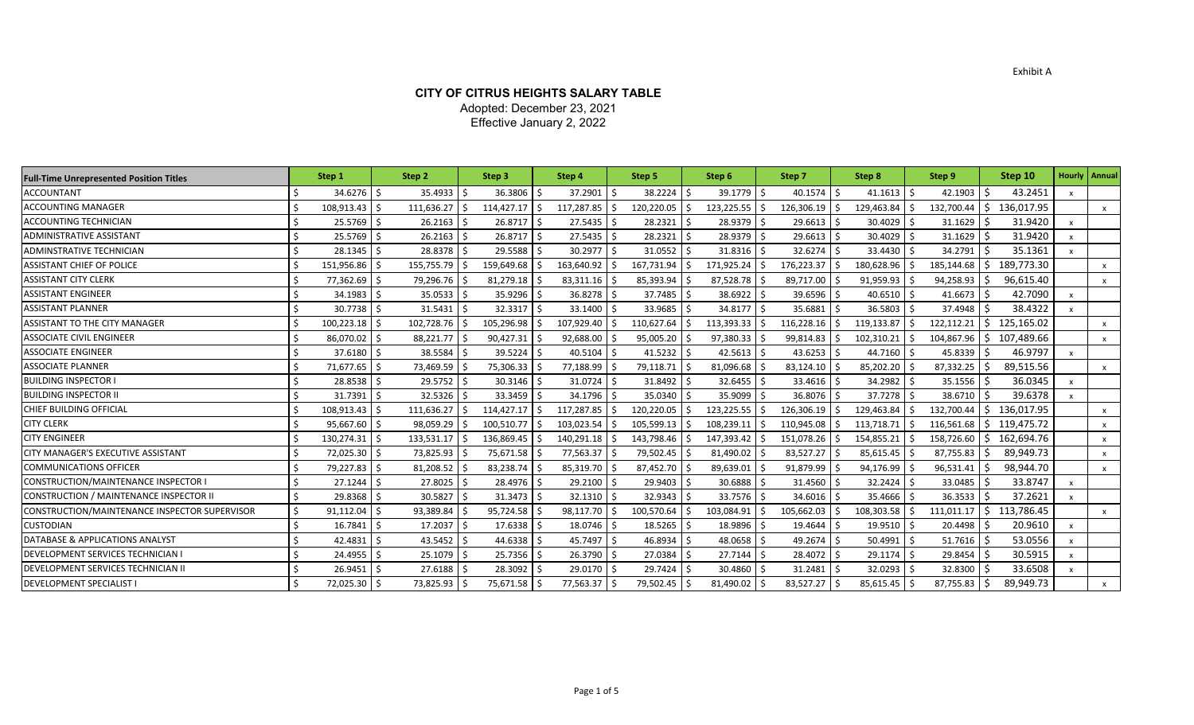Exhibit A

# CITY OF CITRUS HEIGHTS SALARY TABLE

Adopted: December 23, 2021
Effective January 2, 2022

| Full-Time Unrepresented Position Titles | Step 1 | Step 2 | Step 3 | Step 4 | Step 5 | Step 6 | Step 7 | Step 8 | Step 9 | Step 10 | Hourly | Annual |
|---|---|---|---|---|---|---|---|---|---|---|---|---|
| ACCOUNTANT | $ 34.6276 | $ 35.4933 | $ 36.3806 | $ 37.2901 | $ 38.2224 | $ 39.1779 | $ 40.1574 | $ 41.1613 | $ 42.1903 | $ 43.2451 | x | |
| ACCOUNTING MANAGER | $ 108,913.43 | $ 111,636.27 | $ 114,427.17 | $ 117,287.85 | $ 120,220.05 | $ 123,225.55 | $ 126,306.19 | $ 129,463.84 | $ 132,700.44 | $ 136,017.95 | | x |
| ACCOUNTING TECHNICIAN | $ 25.5769 | $ 26.2163 | $ 26.8717 | $ 27.5435 | $ 28.2321 | $ 28.9379 | $ 29.6613 | $ 30.4029 | $ 31.1629 | $ 31.9420 | x | |
| ADMINISTRATIVE ASSISTANT | $ 25.5769 | $ 26.2163 | $ 26.8717 | $ 27.5435 | $ 28.2321 | $ 28.9379 | $ 29.6613 | $ 30.4029 | $ 31.1629 | $ 31.9420 | x | |
| ADMINSTRATIVE TECHNICIAN | $ 28.1345 | $ 28.8378 | $ 29.5588 | $ 30.2977 | $ 31.0552 | $ 31.8316 | $ 32.6274 | $ 33.4430 | $ 34.2791 | $ 35.1361 | x | |
| ASSISTANT CHIEF OF POLICE | $ 151,956.86 | $ 155,755.79 | $ 159,649.68 | $ 163,640.92 | $ 167,731.94 | $ 171,925.24 | $ 176,223.37 | $ 180,628.96 | $ 185,144.68 | $ 189,773.30 | | x |
| ASSISTANT CITY CLERK | $ 77,362.69 | $ 79,296.76 | $ 81,279.18 | $ 83,311.16 | $ 85,393.94 | $ 87,528.78 | $ 89,717.00 | $ 91,959.93 | $ 94,258.93 | $ 96,615.40 | | x |
| ASSISTANT ENGINEER | $ 34.1983 | $ 35.0533 | $ 35.9296 | $ 36.8278 | $ 37.7485 | $ 38.6922 | $ 39.6596 | $ 40.6510 | $ 41.6673 | $ 42.7090 | x | |
| ASSISTANT PLANNER | $ 30.7738 | $ 31.5431 | $ 32.3317 | $ 33.1400 | $ 33.9685 | $ 34.8177 | $ 35.6881 | $ 36.5803 | $ 37.4948 | $ 38.4322 | x | |
| ASSISTANT TO THE CITY MANAGER | $ 100,223.18 | $ 102,728.76 | $ 105,296.98 | $ 107,929.40 | $ 110,627.64 | $ 113,393.33 | $ 116,228.16 | $ 119,133.87 | $ 122,112.21 | $ 125,165.02 | | x |
| ASSOCIATE CIVIL ENGINEER | $ 86,070.02 | $ 88,221.77 | $ 90,427.31 | $ 92,688.00 | $ 95,005.20 | $ 97,380.33 | $ 99,814.83 | $ 102,310.21 | $ 104,867.96 | $ 107,489.66 | | x |
| ASSOCIATE ENGINEER | $ 37.6180 | $ 38.5584 | $ 39.5224 | $ 40.5104 | $ 41.5232 | $ 42.5613 | $ 43.6253 | $ 44.7160 | $ 45.8339 | $ 46.9797 | x | |
| ASSOCIATE PLANNER | $ 71,677.65 | $ 73,469.59 | $ 75,306.33 | $ 77,188.99 | $ 79,118.71 | $ 81,096.68 | $ 83,124.10 | $ 85,202.20 | $ 87,332.25 | $ 89,515.56 | | x |
| BUILDING INSPECTOR I | $ 28.8538 | $ 29.5752 | $ 30.3146 | $ 31.0724 | $ 31.8492 | $ 32.6455 | $ 33.4616 | $ 34.2982 | $ 35.1556 | $ 36.0345 | x | |
| BUILDING INSPECTOR II | $ 31.7391 | $ 32.5326 | $ 33.3459 | $ 34.1796 | $ 35.0340 | $ 35.9099 | $ 36.8076 | $ 37.7278 | $ 38.6710 | $ 39.6378 | x | |
| CHIEF BUILDING OFFICIAL | $ 108,913.43 | $ 111,636.27 | $ 114,427.17 | $ 117,287.85 | $ 120,220.05 | $ 123,225.55 | $ 126,306.19 | $ 129,463.84 | $ 132,700.44 | $ 136,017.95 | | x |
| CITY CLERK | $ 95,667.60 | $ 98,059.29 | $ 100,510.77 | $ 103,023.54 | $ 105,599.13 | $ 108,239.11 | $ 110,945.08 | $ 113,718.71 | $ 116,561.68 | $ 119,475.72 | | x |
| CITY ENGINEER | $ 130,274.31 | $ 133,531.17 | $ 136,869.45 | $ 140,291.18 | $ 143,798.46 | $ 147,393.42 | $ 151,078.26 | $ 154,855.21 | $ 158,726.60 | $ 162,694.76 | | x |
| CITY MANAGER'S EXECUTIVE ASSISTANT | $ 72,025.30 | $ 73,825.93 | $ 75,671.58 | $ 77,563.37 | $ 79,502.45 | $ 81,490.02 | $ 83,527.27 | $ 85,615.45 | $ 87,755.83 | $ 89,949.73 | | x |
| COMMUNICATIONS OFFICER | $ 79,227.83 | $ 81,208.52 | $ 83,238.74 | $ 85,319.70 | $ 87,452.70 | $ 89,639.01 | $ 91,879.99 | $ 94,176.99 | $ 96,531.41 | $ 98,944.70 | | x |
| CONSTRUCTION/MAINTENANCE INSPECTOR I | $ 27.1244 | $ 27.8025 | $ 28.4976 | $ 29.2100 | $ 29.9403 | $ 30.6888 | $ 31.4560 | $ 32.2424 | $ 33.0485 | $ 33.8747 | x | |
| CONSTRUCTION / MAINTENANCE INSPECTOR II | $ 29.8368 | $ 30.5827 | $ 31.3473 | $ 32.1310 | $ 32.9343 | $ 33.7576 | $ 34.6016 | $ 35.4666 | $ 36.3533 | $ 37.2621 | x | |
| CONSTRUCTION/MAINTENANCE INSPECTOR SUPERVISOR | $ 91,112.04 | $ 93,389.84 | $ 95,724.58 | $ 98,117.70 | $ 100,570.64 | $ 103,084.91 | $ 105,662.03 | $ 108,303.58 | $ 111,011.17 | $ 113,786.45 | | x |
| CUSTODIAN | $ 16.7841 | $ 17.2037 | $ 17.6338 | $ 18.0746 | $ 18.5265 | $ 18.9896 | $ 19.4644 | $ 19.9510 | $ 20.4498 | $ 20.9610 | x | |
| DATABASE & APPLICATIONS ANALYST | $ 42.4831 | $ 43.5452 | $ 44.6338 | $ 45.7497 | $ 46.8934 | $ 48.0658 | $ 49.2674 | $ 50.4991 | $ 51.7616 | $ 53.0556 | x | |
| DEVELOPMENT SERVICES TECHNICIAN I | $ 24.4955 | $ 25.1079 | $ 25.7356 | $ 26.3790 | $ 27.0384 | $ 27.7144 | $ 28.4072 | $ 29.1174 | $ 29.8454 | $ 30.5915 | x | |
| DEVELOPMENT SERVICES TECHNICIAN II | $ 26.9451 | $ 27.6188 | $ 28.3092 | $ 29.0170 | $ 29.7424 | $ 30.4860 | $ 31.2481 | $ 32.0293 | $ 32.8300 | $ 33.6508 | x | |
| DEVELOPMENT SPECIALIST I | $ 72,025.30 | $ 73,825.93 | $ 75,671.58 | $ 77,563.37 | $ 79,502.45 | $ 81,490.02 | $ 83,527.27 | $ 85,615.45 | $ 87,755.83 | $ 89,949.73 | | x |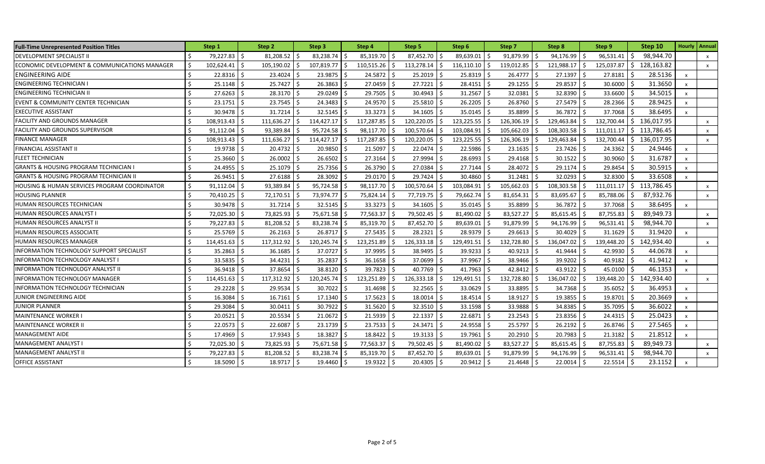| Full-Time Unrepresented Position Titles | Step 1 | Step 2 | Step 3 | Step 4 | Step 5 | Step 6 | Step 7 | Step 8 | Step 9 | Step 10 | Hourly | Annual |
|---|---|---|---|---|---|---|---|---|---|---|---|---|
| DEVELOPMENT SPECIALIST II | $ 79,227.83 | $ 81,208.52 | $ 83,238.74 | $ 85,319.70 | $ 87,452.70 | $ 89,639.01 | $ 91,879.99 | $ 94,176.99 | $ 96,531.41 | $ 98,944.70 | | x |
| ECONOMIC DEVELOPMENT & COMMUNICATIONS MANAGER | $ 102,624.41 | $ 105,190.02 | $ 107,819.77 | $ 110,515.26 | $ 113,278.14 | $ 116,110.10 | $ 119,012.85 | $ 121,988.17 | $ 125,037.87 | $ 128,163.82 | | x |
| ENGINEERING AIDE | $ 22.8316 | $ 23.4024 | $ 23.9875 | $ 24.5872 | $ 25.2019 | $ 25.8319 | $ 26.4777 | $ 27.1397 | $ 27.8181 | $ 28.5136 | x | |
| ENGINEERING TECHNICIAN I | $ 25.1148 | $ 25.7427 | $ 26.3863 | $ 27.0459 | $ 27.7221 | $ 28.4151 | $ 29.1255 | $ 29.8537 | $ 30.6000 | $ 31.3650 | x | |
| ENGINEERING TECHNICIAN II | $ 27.6263 | $ 28.3170 | $ 29.0249 | $ 29.7505 | $ 30.4943 | $ 31.2567 | $ 32.0381 | $ 32.8390 | $ 33.6600 | $ 34.5015 | x | |
| EVENT & COMMUNITY CENTER TECHNICIAN | $ 23.1751 | $ 23.7545 | $ 24.3483 | $ 24.9570 | $ 25.5810 | $ 26.2205 | $ 26.8760 | $ 27.5479 | $ 28.2366 | $ 28.9425 | x | |
| EXECUTIVE ASSISTANT | $ 30.9478 | $ 31.7214 | $ 32.5145 | $ 33.3273 | $ 34.1605 | $ 35.0145 | $ 35.8899 | $ 36.7872 | $ 37.7068 | $ 38.6495 | x | |
| FACILITY AND GROUNDS MANAGER | $ 108,913.43 | $ 111,636.27 | $ 114,427.17 | $ 117,287.85 | $ 120,220.05 | $ 123,225.55 | $ 126,306.19 | $ 129,463.84 | $ 132,700.44 | $ 136,017.95 | | x |
| FACILITY AND GROUNDS SUPERVISOR | $ 91,112.04 | $ 93,389.84 | $ 95,724.58 | $ 98,117.70 | $ 100,570.64 | $ 103,084.91 | $ 105,662.03 | $ 108,303.58 | $ 111,011.17 | $ 113,786.45 | | x |
| FINANCE MANAGER | $ 108,913.43 | $ 111,636.27 | $ 114,427.17 | $ 117,287.85 | $ 120,220.05 | $ 123,225.55 | $ 126,306.19 | $ 129,463.84 | $ 132,700.44 | $ 136,017.95 | | x |
| FINANCIAL ASSISTANT II | $ 19.9738 | $ 20.4732 | $ 20.9850 | $ 21.5097 | $ 22.0474 | $ 22.5986 | $ 23.1635 | $ 23.7426 | $ 24.3362 | $ 24.9446 | x | |
| FLEET TECHNICIAN | $ 25.3660 | $ 26.0002 | $ 26.6502 | $ 27.3164 | $ 27.9994 | $ 28.6993 | $ 29.4168 | $ 30.1522 | $ 30.9060 | $ 31.6787 | x | |
| GRANTS & HOUSING PROGRAM TECHNICIAN I | $ 24.4955 | $ 25.1079 | $ 25.7356 | $ 26.3790 | $ 27.0384 | $ 27.7144 | $ 28.4072 | $ 29.1174 | $ 29.8454 | $ 30.5915 | x | |
| GRANTS & HOUSING PROGRAM TECHNICIAN II | $ 26.9451 | $ 27.6188 | $ 28.3092 | $ 29.0170 | $ 29.7424 | $ 30.4860 | $ 31.2481 | $ 32.0293 | $ 32.8300 | $ 33.6508 | x | |
| HOUSING & HUMAN SERVICES PROGRAM COORDINATOR | $ 91,112.04 | $ 93,389.84 | $ 95,724.58 | $ 98,117.70 | $ 100,570.64 | $ 103,084.91 | $ 105,662.03 | $ 108,303.58 | $ 111,011.17 | $ 113,786.45 | | x |
| HOUSING PLANNER | $ 70,410.25 | $ 72,170.51 | $ 73,974.77 | $ 75,824.14 | $ 77,719.75 | $ 79,662.74 | $ 81,654.31 | $ 83,695.67 | $ 85,788.06 | $ 87,932.76 | | x |
| HUMAN RESOURCES TECHNICIAN | $ 30.9478 | $ 31.7214 | $ 32.5145 | $ 33.3273 | $ 34.1605 | $ 35.0145 | $ 35.8899 | $ 36.7872 | $ 37.7068 | $ 38.6495 | x | |
| HUMAN RESOURCES ANALYST I | $ 72,025.30 | $ 73,825.93 | $ 75,671.58 | $ 77,563.37 | $ 79,502.45 | $ 81,490.02 | $ 83,527.27 | $ 85,615.45 | $ 87,755.83 | $ 89,949.73 | | x |
| HUMAN RESOURCES ANALYST II | $ 79,227.83 | $ 81,208.52 | $ 83,238.74 | $ 85,319.70 | $ 87,452.70 | $ 89,639.01 | $ 91,879.99 | $ 94,176.99 | $ 96,531.41 | $ 98,944.70 | | x |
| HUMAN RESOURCES ASSOCIATE | $ 25.5769 | $ 26.2163 | $ 26.8717 | $ 27.5435 | $ 28.2321 | $ 28.9379 | $ 29.6613 | $ 30.4029 | $ 31.1629 | $ 31.9420 | x | |
| HUMAN RESOURCES MANAGER | $ 114,451.63 | $ 117,312.92 | $ 120,245.74 | $ 123,251.89 | $ 126,333.18 | $ 129,491.51 | $ 132,728.80 | $ 136,047.02 | $ 139,448.20 | $ 142,934.40 | | x |
| INFORMATION TECHNOLOGY SUPPORT SPECIALIST | $ 35.2863 | $ 36.1685 | $ 37.0727 | $ 37.9995 | $ 38.9495 | $ 39.9233 | $ 40.9213 | $ 41.9444 | $ 42.9930 | $ 44.0678 | x | |
| INFORMATION TECHNOLOGY ANALYST I | $ 33.5835 | $ 34.4231 | $ 35.2837 | $ 36.1658 | $ 37.0699 | $ 37.9967 | $ 38.9466 | $ 39.9202 | $ 40.9182 | $ 41.9412 | x | |
| INFORMATION TECHNOLOGY ANALYST II | $ 36.9418 | $ 37.8654 | $ 38.8120 | $ 39.7823 | $ 40.7769 | $ 41.7963 | $ 42.8412 | $ 43.9122 | $ 45.0100 | $ 46.1353 | x | |
| INFORMATION TECHNOLOGY MANAGER | $ 114,451.63 | $ 117,312.92 | $ 120,245.74 | $ 123,251.89 | $ 126,333.18 | $ 129,491.51 | $ 132,728.80 | $ 136,047.02 | $ 139,448.20 | $ 142,934.40 | | x |
| INFORMATION TECHNOLOGY TECHNICIAN | $ 29.2228 | $ 29.9534 | $ 30.7022 | $ 31.4698 | $ 32.2565 | $ 33.0629 | $ 33.8895 | $ 34.7368 | $ 35.6052 | $ 36.4953 | x | |
| JUNIOR ENGINEERING AIDE | $ 16.3084 | $ 16.7161 | $ 17.1340 | $ 17.5623 | $ 18.0014 | $ 18.4514 | $ 18.9127 | $ 19.3855 | $ 19.8701 | $ 20.3669 | x | |
| JUNIOR PLANNER | $ 29.3084 | $ 30.0411 | $ 30.7922 | $ 31.5620 | $ 32.3510 | $ 33.1598 | $ 33.9888 | $ 34.8385 | $ 35.7095 | $ 36.6022 | x | |
| MAINTENANCE WORKER I | $ 20.0521 | $ 20.5534 | $ 21.0672 | $ 21.5939 | $ 22.1337 | $ 22.6871 | $ 23.2543 | $ 23.8356 | $ 24.4315 | $ 25.0423 | x | |
| MAINTENANCE WORKER II | $ 22.0573 | $ 22.6087 | $ 23.1739 | $ 23.7533 | $ 24.3471 | $ 24.9558 | $ 25.5797 | $ 26.2192 | $ 26.8746 | $ 27.5465 | x | |
| MANAGEMENT AIDE | $ 17.4969 | $ 17.9343 | $ 18.3827 | $ 18.8422 | $ 19.3133 | $ 19.7961 | $ 20.2910 | $ 20.7983 | $ 21.3182 | $ 21.8512 | x | |
| MANAGEMENT ANALYST I | $ 72,025.30 | $ 73,825.93 | $ 75,671.58 | $ 77,563.37 | $ 79,502.45 | $ 81,490.02 | $ 83,527.27 | $ 85,615.45 | $ 87,755.83 | $ 89,949.73 | | x |
| MANAGEMENT ANALYST II | $ 79,227.83 | $ 81,208.52 | $ 83,238.74 | $ 85,319.70 | $ 87,452.70 | $ 89,639.01 | $ 91,879.99 | $ 94,176.99 | $ 96,531.41 | $ 98,944.70 | | x |
| OFFICE ASSISTANT | $ 18.5090 | $ 18.9717 | $ 19.4460 | $ 19.9322 | $ 20.4305 | $ 20.9412 | $ 21.4648 | $ 22.0014 | $ 22.5514 | $ 23.1152 | x | |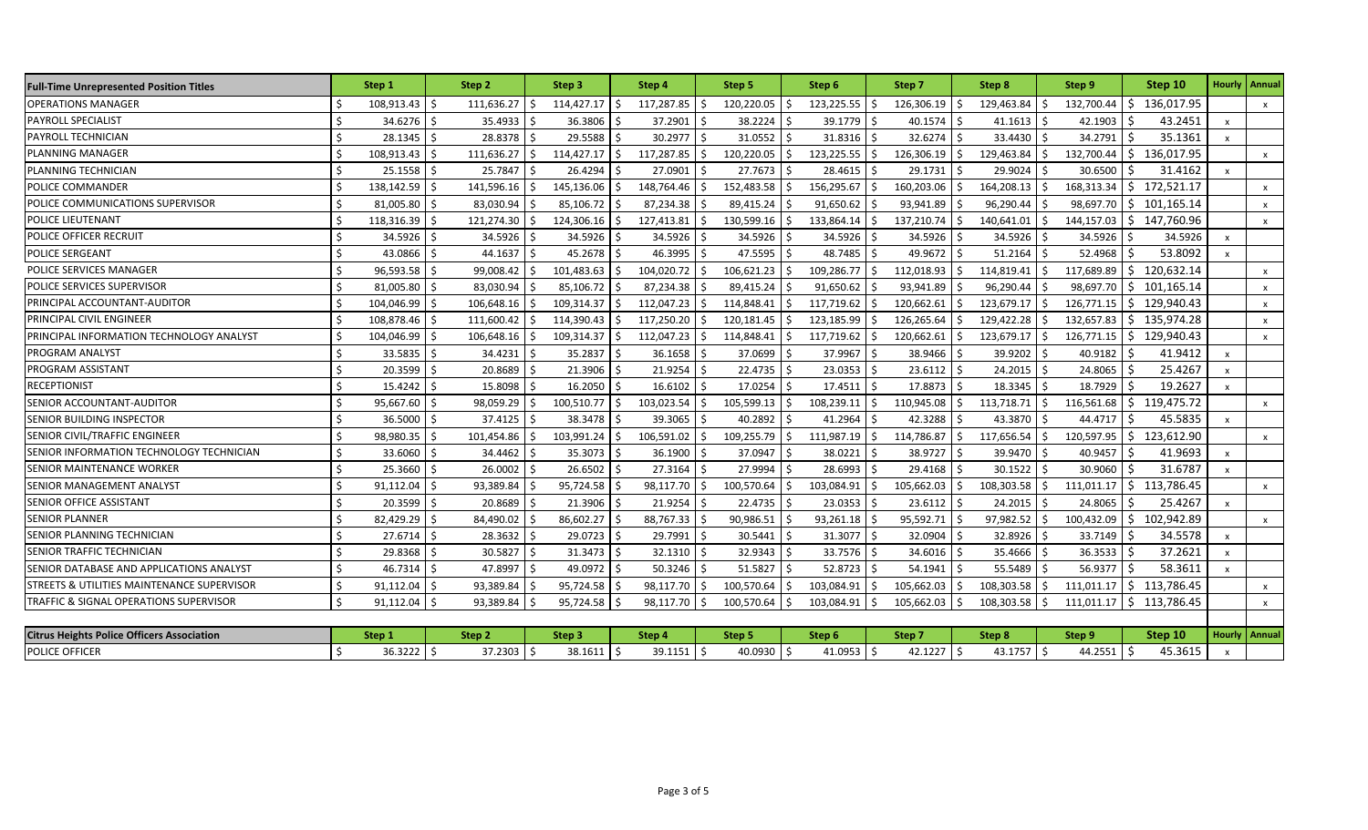| Full-Time Unrepresented Position Titles | Step 1 | Step 2 | Step 3 | Step 4 | Step 5 | Step 6 | Step 7 | Step 8 | Step 9 | Step 10 | Hourly | Annual |
|---|---|---|---|---|---|---|---|---|---|---|---|---|
| OPERATIONS MANAGER | $ 108,913.43 | $ 111,636.27 | $ 114,427.17 | $ 117,287.85 | $ 120,220.05 | $ 123,225.55 | $ 126,306.19 | $ 129,463.84 | $ 132,700.44 | $ 136,017.95 | | x |
| PAYROLL SPECIALIST | $ 34.6276 | $ 35.4933 | $ 36.3806 | $ 37.2901 | $ 38.2224 | $ 39.1779 | $ 40.1574 | $ 41.1613 | $ 42.1903 | $ 43.2451 | x | |
| PAYROLL TECHNICIAN | $ 28.1345 | $ 28.8378 | $ 29.5588 | $ 30.2977 | $ 31.0552 | $ 31.8316 | $ 32.6274 | $ 33.4430 | $ 34.2791 | $ 35.1361 | x | |
| PLANNING MANAGER | $ 108,913.43 | $ 111,636.27 | $ 114,427.17 | $ 117,287.85 | $ 120,220.05 | $ 123,225.55 | $ 126,306.19 | $ 129,463.84 | $ 132,700.44 | $ 136,017.95 | | x |
| PLANNING TECHNICIAN | $ 25.1558 | $ 25.7847 | $ 26.4294 | $ 27.0901 | $ 27.7673 | $ 28.4615 | $ 29.1731 | $ 29.9024 | $ 30.6500 | $ 31.4162 | x | |
| POLICE COMMANDER | $ 138,142.59 | $ 141,596.16 | $ 145,136.06 | $ 148,764.46 | $ 152,483.58 | $ 156,295.67 | $ 160,203.06 | $ 164,208.13 | $ 168,313.34 | $ 172,521.17 | | x |
| POLICE COMMUNICATIONS SUPERVISOR | $ 81,005.80 | $ 83,030.94 | $ 85,106.72 | $ 87,234.38 | $ 89,415.24 | $ 91,650.62 | $ 93,941.89 | $ 96,290.44 | $ 98,697.70 | $ 101,165.14 | | x |
| POLICE LIEUTENANT | $ 118,316.39 | $ 121,274.30 | $ 124,306.16 | $ 127,413.81 | $ 130,599.16 | $ 133,864.14 | $ 137,210.74 | $ 140,641.01 | $ 144,157.03 | $ 147,760.96 | | x |
| POLICE OFFICER RECRUIT | $ 34.5926 | $ 34.5926 | $ 34.5926 | $ 34.5926 | $ 34.5926 | $ 34.5926 | $ 34.5926 | $ 34.5926 | $ 34.5926 | $ 34.5926 | x | |
| POLICE SERGEANT | $ 43.0866 | $ 44.1637 | $ 45.2678 | $ 46.3995 | $ 47.5595 | $ 48.7485 | $ 49.9672 | $ 51.2164 | $ 52.4968 | $ 53.8092 | x | |
| POLICE SERVICES MANAGER | $ 96,593.58 | $ 99,008.42 | $ 101,483.63 | $ 104,020.72 | $ 106,621.23 | $ 109,286.77 | $ 112,018.93 | $ 114,819.41 | $ 117,689.89 | $ 120,632.14 | | x |
| POLICE SERVICES SUPERVISOR | $ 81,005.80 | $ 83,030.94 | $ 85,106.72 | $ 87,234.38 | $ 89,415.24 | $ 91,650.62 | $ 93,941.89 | $ 96,290.44 | $ 98,697.70 | $ 101,165.14 | | x |
| PRINCIPAL ACCOUNTANT-AUDITOR | $ 104,046.99 | $ 106,648.16 | $ 109,314.37 | $ 112,047.23 | $ 114,848.41 | $ 117,719.62 | $ 120,662.61 | $ 123,679.17 | $ 126,771.15 | $ 129,940.43 | | x |
| PRINCIPAL CIVIL ENGINEER | $ 108,878.46 | $ 111,600.42 | $ 114,390.43 | $ 117,250.20 | $ 120,181.45 | $ 123,185.99 | $ 126,265.64 | $ 129,422.28 | $ 132,657.83 | $ 135,974.28 | | x |
| PRINCIPAL INFORMATION TECHNOLOGY ANALYST | $ 104,046.99 | $ 106,648.16 | $ 109,314.37 | $ 112,047.23 | $ 114,848.41 | $ 117,719.62 | $ 120,662.61 | $ 123,679.17 | $ 126,771.15 | $ 129,940.43 | | x |
| PROGRAM ANALYST | $ 33.5835 | $ 34.4231 | $ 35.2837 | $ 36.1658 | $ 37.0699 | $ 37.9967 | $ 38.9466 | $ 39.9202 | $ 40.9182 | $ 41.9412 | x | |
| PROGRAM ASSISTANT | $ 20.3599 | $ 20.8689 | $ 21.3906 | $ 21.9254 | $ 22.4735 | $ 23.0353 | $ 23.6112 | $ 24.2015 | $ 24.8065 | $ 25.4267 | x | |
| RECEPTIONIST | $ 15.4242 | $ 15.8098 | $ 16.2050 | $ 16.6102 | $ 17.0254 | $ 17.4511 | $ 17.8873 | $ 18.3345 | $ 18.7929 | $ 19.2627 | x | |
| SENIOR ACCOUNTANT-AUDITOR | $ 95,667.60 | $ 98,059.29 | $ 100,510.77 | $ 103,023.54 | $ 105,599.13 | $ 108,239.11 | $ 110,945.08 | $ 113,718.71 | $ 116,561.68 | $ 119,475.72 | | x |
| SENIOR BUILDING INSPECTOR | $ 36.5000 | $ 37.4125 | $ 38.3478 | $ 39.3065 | $ 40.2892 | $ 41.2964 | $ 42.3288 | $ 43.3870 | $ 44.4717 | $ 45.5835 | x | |
| SENIOR CIVIL/TRAFFIC ENGINEER | $ 98,980.35 | $ 101,454.86 | $ 103,991.24 | $ 106,591.02 | $ 109,255.79 | $ 111,987.19 | $ 114,786.87 | $ 117,656.54 | $ 120,597.95 | $ 123,612.90 | | x |
| SENIOR INFORMATION TECHNOLOGY TECHNICIAN | $ 33.6060 | $ 34.4462 | $ 35.3073 | $ 36.1900 | $ 37.0947 | $ 38.0221 | $ 38.9727 | $ 39.9470 | $ 40.9457 | $ 41.9693 | x | |
| SENIOR MAINTENANCE WORKER | $ 25.3660 | $ 26.0002 | $ 26.6502 | $ 27.3164 | $ 27.9994 | $ 28.6993 | $ 29.4168 | $ 30.1522 | $ 30.9060 | $ 31.6787 | x | |
| SENIOR MANAGEMENT ANALYST | $ 91,112.04 | $ 93,389.84 | $ 95,724.58 | $ 98,117.70 | $ 100,570.64 | $ 103,084.91 | $ 105,662.03 | $ 108,303.58 | $ 111,011.17 | $ 113,786.45 | | x |
| SENIOR OFFICE ASSISTANT | $ 20.3599 | $ 20.8689 | $ 21.3906 | $ 21.9254 | $ 22.4735 | $ 23.0353 | $ 23.6112 | $ 24.2015 | $ 24.8065 | $ 25.4267 | x | |
| SENIOR PLANNER | $ 82,429.29 | $ 84,490.02 | $ 86,602.27 | $ 88,767.33 | $ 90,986.51 | $ 93,261.18 | $ 95,592.71 | $ 97,982.52 | $ 100,432.09 | $ 102,942.89 | | x |
| SENIOR PLANNING TECHNICIAN | $ 27.6714 | $ 28.3632 | $ 29.0723 | $ 29.7991 | $ 30.5441 | $ 31.3077 | $ 32.0904 | $ 32.8926 | $ 33.7149 | $ 34.5578 | x | |
| SENIOR TRAFFIC TECHNICIAN | $ 29.8368 | $ 30.5827 | $ 31.3473 | $ 32.1310 | $ 32.9343 | $ 33.7576 | $ 34.6016 | $ 35.4666 | $ 36.3533 | $ 37.2621 | x | |
| SENIOR DATABASE AND APPLICATIONS ANALYST | $ 46.7314 | $ 47.8997 | $ 49.0972 | $ 50.3246 | $ 51.5827 | $ 52.8723 | $ 54.1941 | $ 55.5489 | $ 56.9377 | $ 58.3611 | x | |
| STREETS & UTILITIES MAINTENANCE SUPERVISOR | $ 91,112.04 | $ 93,389.84 | $ 95,724.58 | $ 98,117.70 | $ 100,570.64 | $ 103,084.91 | $ 105,662.03 | $ 108,303.58 | $ 111,011.17 | $ 113,786.45 | | x |
| TRAFFIC & SIGNAL OPERATIONS SUPERVISOR | $ 91,112.04 | $ 93,389.84 | $ 95,724.58 | $ 98,117.70 | $ 100,570.64 | $ 103,084.91 | $ 105,662.03 | $ 108,303.58 | $ 111,011.17 | $ 113,786.45 | | x |

| Citrus Heights Police Officers Association | Step 1 | Step 2 | Step 3 | Step 4 | Step 5 | Step 6 | Step 7 | Step 8 | Step 9 | Step 10 | Hourly | Annual |
|---|---|---|---|---|---|---|---|---|---|---|---|---|
| POLICE OFFICER | $ 36.3222 | $ 37.2303 | $ 38.1611 | $ 39.1151 | $ 40.0930 | $ 41.0953 | $ 42.1227 | $ 43.1757 | $ 44.2551 | $ 45.3615 | x | |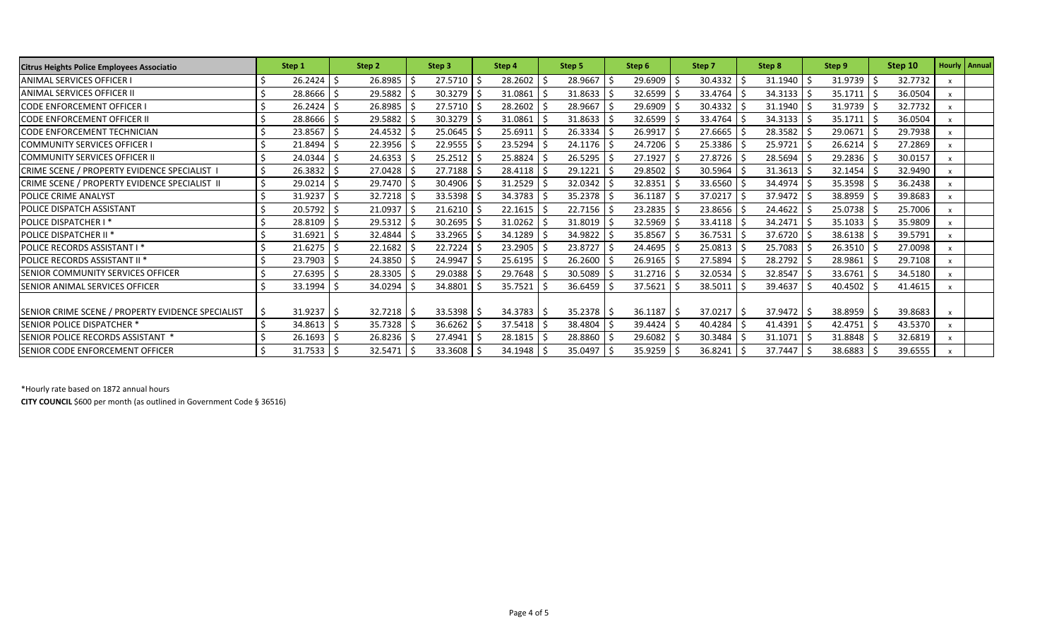| Citrus Heights Police Employees Associatio | Step 1 | Step 2 | Step 3 | Step 4 | Step 5 | Step 6 | Step 7 | Step 8 | Step 9 | Step 10 | Hourly | Annual |
|---|---|---|---|---|---|---|---|---|---|---|---|---|
| ANIMAL SERVICES OFFICER I | $ 26.2424 | $ 26.8985 | $ 27.5710 | $ 28.2602 | $ 28.9667 | $ 29.6909 | $ 30.4332 | $ 31.1940 | $ 31.9739 | $ 32.7732 | x | |
| ANIMAL SERVICES OFFICER II | $ 28.8666 | $ 29.5882 | $ 30.3279 | $ 31.0861 | $ 31.8633 | $ 32.6599 | $ 33.4764 | $ 34.3133 | $ 35.1711 | $ 36.0504 | x | |
| CODE ENFORCEMENT OFFICER I | $ 26.2424 | $ 26.8985 | $ 27.5710 | $ 28.2602 | $ 28.9667 | $ 29.6909 | $ 30.4332 | $ 31.1940 | $ 31.9739 | $ 32.7732 | x | |
| CODE ENFORCEMENT OFFICER II | $ 28.8666 | $ 29.5882 | $ 30.3279 | $ 31.0861 | $ 31.8633 | $ 32.6599 | $ 33.4764 | $ 34.3133 | $ 35.1711 | $ 36.0504 | x | |
| CODE ENFORCEMENT TECHNICIAN | $ 23.8567 | $ 24.4532 | $ 25.0645 | $ 25.6911 | $ 26.3334 | $ 26.9917 | $ 27.6665 | $ 28.3582 | $ 29.0671 | $ 29.7938 | x | |
| COMMUNITY SERVICES OFFICER I | $ 21.8494 | $ 22.3956 | $ 22.9555 | $ 23.5294 | $ 24.1176 | $ 24.7206 | $ 25.3386 | $ 25.9721 | $ 26.6214 | $ 27.2869 | x | |
| COMMUNITY SERVICES OFFICER II | $ 24.0344 | $ 24.6353 | $ 25.2512 | $ 25.8824 | $ 26.5295 | $ 27.1927 | $ 27.8726 | $ 28.5694 | $ 29.2836 | $ 30.0157 | x | |
| CRIME SCENE / PROPERTY EVIDENCE SPECIALIST I | $ 26.3832 | $ 27.0428 | $ 27.7188 | $ 28.4118 | $ 29.1221 | $ 29.8502 | $ 30.5964 | $ 31.3613 | $ 32.1454 | $ 32.9490 | x | |
| CRIME SCENE / PROPERTY EVIDENCE SPECIALIST II | $ 29.0214 | $ 29.7470 | $ 30.4906 | $ 31.2529 | $ 32.0342 | $ 32.8351 | $ 33.6560 | $ 34.4974 | $ 35.3598 | $ 36.2438 | x | |
| POLICE CRIME ANALYST | $ 31.9237 | $ 32.7218 | $ 33.5398 | $ 34.3783 | $ 35.2378 | $ 36.1187 | $ 37.0217 | $ 37.9472 | $ 38.8959 | $ 39.8683 | x | |
| POLICE DISPATCH ASSISTANT | $ 20.5792 | $ 21.0937 | $ 21.6210 | $ 22.1615 | $ 22.7156 | $ 23.2835 | $ 23.8656 | $ 24.4622 | $ 25.0738 | $ 25.7006 | x | |
| POLICE DISPATCHER I * | $ 28.8109 | $ 29.5312 | $ 30.2695 | $ 31.0262 | $ 31.8019 | $ 32.5969 | $ 33.4118 | $ 34.2471 | $ 35.1033 | $ 35.9809 | x | |
| POLICE DISPATCHER II * | $ 31.6921 | $ 32.4844 | $ 33.2965 | $ 34.1289 | $ 34.9822 | $ 35.8567 | $ 36.7531 | $ 37.6720 | $ 38.6138 | $ 39.5791 | x | |
| POLICE RECORDS ASSISTANT I * | $ 21.6275 | $ 22.1682 | $ 22.7224 | $ 23.2905 | $ 23.8727 | $ 24.4695 | $ 25.0813 | $ 25.7083 | $ 26.3510 | $ 27.0098 | x | |
| POLICE RECORDS ASSISTANT II * | $ 23.7903 | $ 24.3850 | $ 24.9947 | $ 25.6195 | $ 26.2600 | $ 26.9165 | $ 27.5894 | $ 28.2792 | $ 28.9861 | $ 29.7108 | x | |
| SENIOR COMMUNITY SERVICES OFFICER | $ 27.6395 | $ 28.3305 | $ 29.0388 | $ 29.7648 | $ 30.5089 | $ 31.2716 | $ 32.0534 | $ 32.8547 | $ 33.6761 | $ 34.5180 | x | |
| SENIOR ANIMAL SERVICES OFFICER | $ 33.1994 | $ 34.0294 | $ 34.8801 | $ 35.7521 | $ 36.6459 | $ 37.5621 | $ 38.5011 | $ 39.4637 | $ 40.4502 | $ 41.4615 | x | |
| SENIOR CRIME SCENE / PROPERTY EVIDENCE SPECIALIST | $ 31.9237 | $ 32.7218 | $ 33.5398 | $ 34.3783 | $ 35.2378 | $ 36.1187 | $ 37.0217 | $ 37.9472 | $ 38.8959 | $ 39.8683 | x | |
| SENIOR POLICE DISPATCHER * | $ 34.8613 | $ 35.7328 | $ 36.6262 | $ 37.5418 | $ 38.4804 | $ 39.4424 | $ 40.4284 | $ 41.4391 | $ 42.4751 | $ 43.5370 | x | |
| SENIOR POLICE RECORDS ASSISTANT * | $ 26.1693 | $ 26.8236 | $ 27.4941 | $ 28.1815 | $ 28.8860 | $ 29.6082 | $ 30.3484 | $ 31.1071 | $ 31.8848 | $ 32.6819 | x | |
| SENIOR CODE ENFORCEMENT OFFICER | $ 31.7533 | $ 32.5471 | $ 33.3608 | $ 34.1948 | $ 35.0497 | $ 35.9259 | $ 36.8241 | $ 37.7447 | $ 38.6883 | $ 39.6555 | x | |

*Hourly rate based on 1872 annual hours

**CITY COUNCIL** $600 per month (as outlined in Government Code § 36516)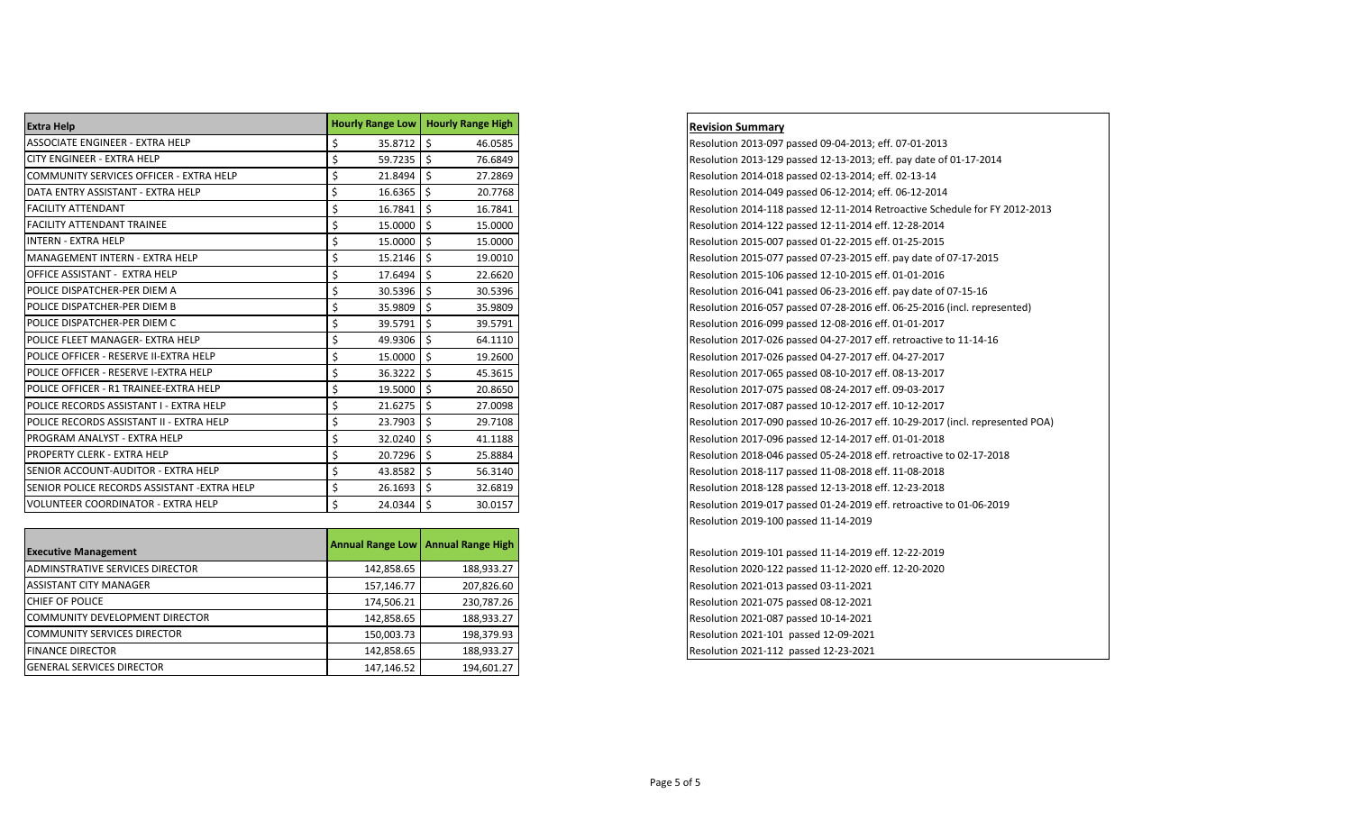| Extra Help | Hourly Range Low | Hourly Range High |
|---|---|---|
| ASSOCIATE ENGINEER - EXTRA HELP | $ 35.8712 | $ 46.0585 |
| CITY ENGINEER - EXTRA HELP | $ 59.7235 | $ 76.6849 |
| COMMUNITY SERVICES OFFICER - EXTRA HELP | $ 21.8494 | $ 27.2869 |
| DATA ENTRY ASSISTANT - EXTRA HELP | $ 16.6365 | $ 20.7768 |
| FACILITY ATTENDANT | $ 16.7841 | $ 16.7841 |
| FACILITY ATTENDANT TRAINEE | $ 15.0000 | $ 15.0000 |
| INTERN - EXTRA HELP | $ 15.0000 | $ 15.0000 |
| MANAGEMENT INTERN - EXTRA HELP | $ 15.2146 | $ 19.0010 |
| OFFICE ASSISTANT - EXTRA HELP | $ 17.6494 | $ 22.6620 |
| POLICE DISPATCHER-PER DIEM A | $ 30.5396 | $ 30.5396 |
| POLICE DISPATCHER-PER DIEM B | $ 35.9809 | $ 35.9809 |
| POLICE DISPATCHER-PER DIEM C | $ 39.5791 | $ 39.5791 |
| POLICE FLEET MANAGER- EXTRA HELP | $ 49.9306 | $ 64.1110 |
| POLICE OFFICER - RESERVE II-EXTRA HELP | $ 15.0000 | $ 19.2600 |
| POLICE OFFICER - RESERVE I-EXTRA HELP | $ 36.3222 | $ 45.3615 |
| POLICE OFFICER - R1 TRAINEE-EXTRA HELP | $ 19.5000 | $ 20.8650 |
| POLICE RECORDS ASSISTANT I - EXTRA HELP | $ 21.6275 | $ 27.0098 |
| POLICE RECORDS ASSISTANT II - EXTRA HELP | $ 23.7903 | $ 29.7108 |
| PROGRAM ANALYST - EXTRA HELP | $ 32.0240 | $ 41.1188 |
| PROPERTY CLERK - EXTRA HELP | $ 20.7296 | $ 25.8884 |
| SENIOR ACCOUNT-AUDITOR - EXTRA HELP | $ 43.8582 | $ 56.3140 |
| SENIOR POLICE RECORDS ASSISTANT -EXTRA HELP | $ 26.1693 | $ 32.6819 |
| VOLUNTEER COORDINATOR - EXTRA HELP | $ 24.0344 | $ 30.0157 |

| Executive Management | Annual Range Low | Annual Range High |
|---|---|---|
| ADMINSTRATIVE SERVICES DIRECTOR | 142,858.65 | 188,933.27 |
| ASSISTANT CITY MANAGER | 157,146.77 | 207,826.60 |
| CHIEF OF POLICE | 174,506.21 | 230,787.26 |
| COMMUNITY DEVELOPMENT DIRECTOR | 142,858.65 | 188,933.27 |
| COMMUNITY SERVICES DIRECTOR | 150,003.73 | 198,379.93 |
| FINANCE DIRECTOR | 142,858.65 | 188,933.27 |
| GENERAL SERVICES DIRECTOR | 147,146.52 | 194,601.27 |

**Revision Summary**

Resolution 2013-097 passed 09-04-2013; eff. 07-01-2013
Resolution 2013-129 passed 12-13-2013; eff. pay date of 01-17-2014
Resolution 2014-018 passed 02-13-2014; eff. 02-13-14
Resolution 2014-049 passed 06-12-2014; eff. 06-12-2014
Resolution 2014-118 passed 12-11-2014 Retroactive Schedule for FY 2012-2013
Resolution 2014-122 passed 12-11-2014 eff. 12-28-2014
Resolution 2015-007 passed 01-22-2015 eff. 01-25-2015
Resolution 2015-077 passed 07-23-2015 eff. pay date of 07-17-2015
Resolution 2015-106 passed 12-10-2015 eff. 01-01-2016
Resolution 2016-041 passed 06-23-2016 eff. pay date of 07-15-16
Resolution 2016-057 passed 07-28-2016 eff. 06-25-2016 (incl. represented)
Resolution 2016-099 passed 12-08-2016 eff. 01-01-2017
Resolution 2017-026 passed 04-27-2017 eff. retroactive to 11-14-16
Resolution 2017-026 passed 04-27-2017 eff. 04-27-2017
Resolution 2017-065 passed 08-10-2017 eff. 08-13-2017
Resolution 2017-075 passed 08-24-2017 eff. 09-03-2017
Resolution 2017-087 passed 10-12-2017 eff. 10-12-2017
Resolution 2017-090 passed 10-26-2017 eff. 10-29-2017 (incl. represented POA)
Resolution 2017-096 passed 12-14-2017 eff. 01-01-2018
Resolution 2018-046 passed 05-24-2018 eff. retroactive to 02-17-2018
Resolution 2018-117 passed 11-08-2018 eff. 11-08-2018
Resolution 2018-128 passed 12-13-2018 eff. 12-23-2018
Resolution 2019-017 passed 01-24-2019 eff. retroactive to 01-06-2019
Resolution 2019-100 passed 11-14-2019

Resolution 2019-101 passed 11-14-2019 eff. 12-22-2019
Resolution 2020-122 passed 11-12-2020 eff. 12-20-2020
Resolution 2021-013 passed 03-11-2021
Resolution 2021-075 passed 08-12-2021
Resolution 2021-087 passed 10-14-2021
Resolution 2021-101 passed 12-09-2021
Resolution 2021-112 passed 12-23-2021